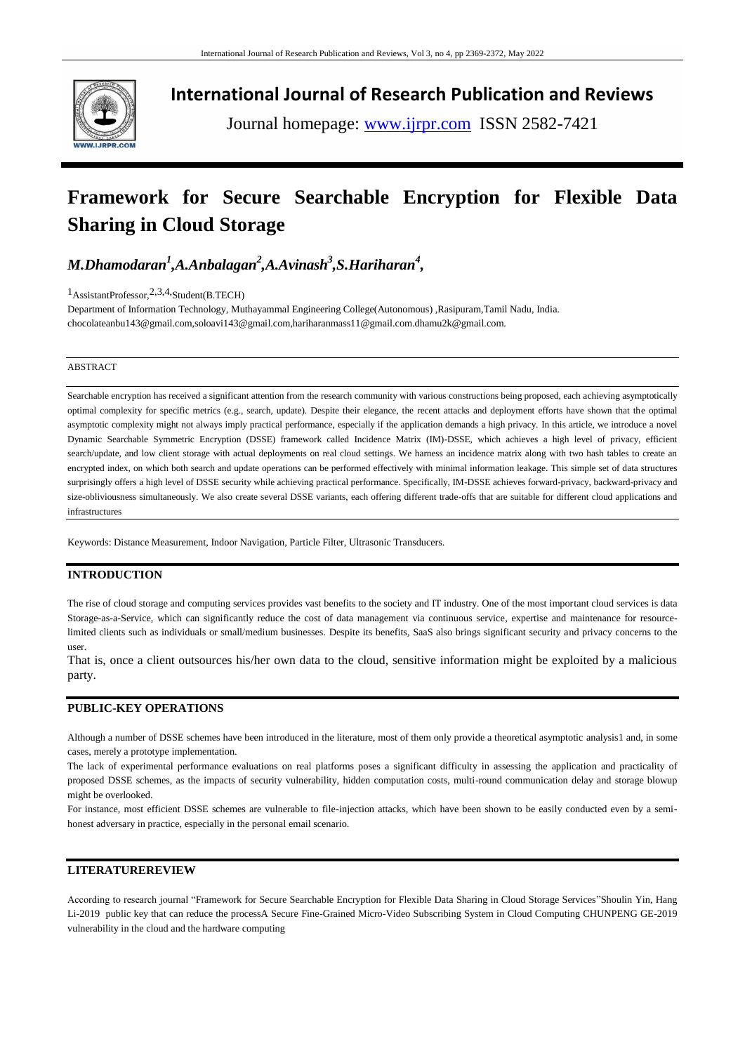# International Journal of Research Publication and Reviews

Journal homepage: www.ijrpr.com ISSN 2582-7421

# Framework for Secure Searchable Encryption for Flexible Data Sharing in Cloud Storage

***M.Dhamodaran[1],A.Anbalagan[2],A.Avinash[3],S.Hariharan[4],***

[1]AssistantProfessor,[2,3,4,]Student(B.TECH)

Department of Information Technology, Muthayammal Engineering College(Autonomous) ,Rasipuram,Tamil Nadu, India.
chocolateanbu143@gmail.com,soloavi143@gmail.com,hariharanmass11@gmail.com.dhamu2k@gmail.com.

ABSTRACT

Searchable encryption has received a significant attention from the research community with various constructions being proposed, each achieving asymptotically optimal complexity for specific metrics (e.g., search, update). Despite their elegance, the recent attacks and deployment efforts have shown that the optimal asymptotic complexity might not always imply practical performance, especially if the application demands a high privacy. In this article, we introduce a novel Dynamic Searchable Symmetric Encryption (DSSE) framework called Incidence Matrix (IM)-DSSE, which achieves a high level of privacy, efficient search/update, and low client storage with actual deployments on real cloud settings. We harness an incidence matrix along with two hash tables to create an encrypted index, on which both search and update operations can be performed effectively with minimal information leakage. This simple set of data structures surprisingly offers a high level of DSSE security while achieving practical performance. Specifically, IM-DSSE achieves forward-privacy, backward-privacy and size-obliviousness simultaneously. We also create several DSSE variants, each offering different trade-offs that are suitable for different cloud applications and infrastructures

Keywords: Distance Measurement, Indoor Navigation, Particle Filter, Ultrasonic Transducers.

## INTRODUCTION

The rise of cloud storage and computing services provides vast benefits to the society and IT industry. One of the most important cloud services is data Storage-as-a-Service, which can significantly reduce the cost of data management via continuous service, expertise and maintenance for resource-limited clients such as individuals or small/medium businesses. Despite its benefits, SaaS also brings significant security and privacy concerns to the user.

That is, once a client outsources his/her own data to the cloud, sensitive information might be exploited by a malicious party.

## PUBLIC-KEY OPERATIONS

Although a number of DSSE schemes have been introduced in the literature, most of them only provide a theoretical asymptotic analysis1 and, in some cases, merely a prototype implementation.

The lack of experimental performance evaluations on real platforms poses a significant difficulty in assessing the application and practicality of proposed DSSE schemes, as the impacts of security vulnerability, hidden computation costs, multi-round communication delay and storage blowup might be overlooked.

For instance, most efficient DSSE schemes are vulnerable to file-injection attacks, which have been shown to be easily conducted even by a semi-honest adversary in practice, especially in the personal email scenario.

## LITERATUREREVIEW

According to research journal "Framework for Secure Searchable Encryption for Flexible Data Sharing in Cloud Storage Services"Shoulin Yin, Hang Li-2019 public key that can reduce the processA Secure Fine-Grained Micro-Video Subscribing System in Cloud Computing CHUNPENG GE-2019 vulnerability in the cloud and the hardware computing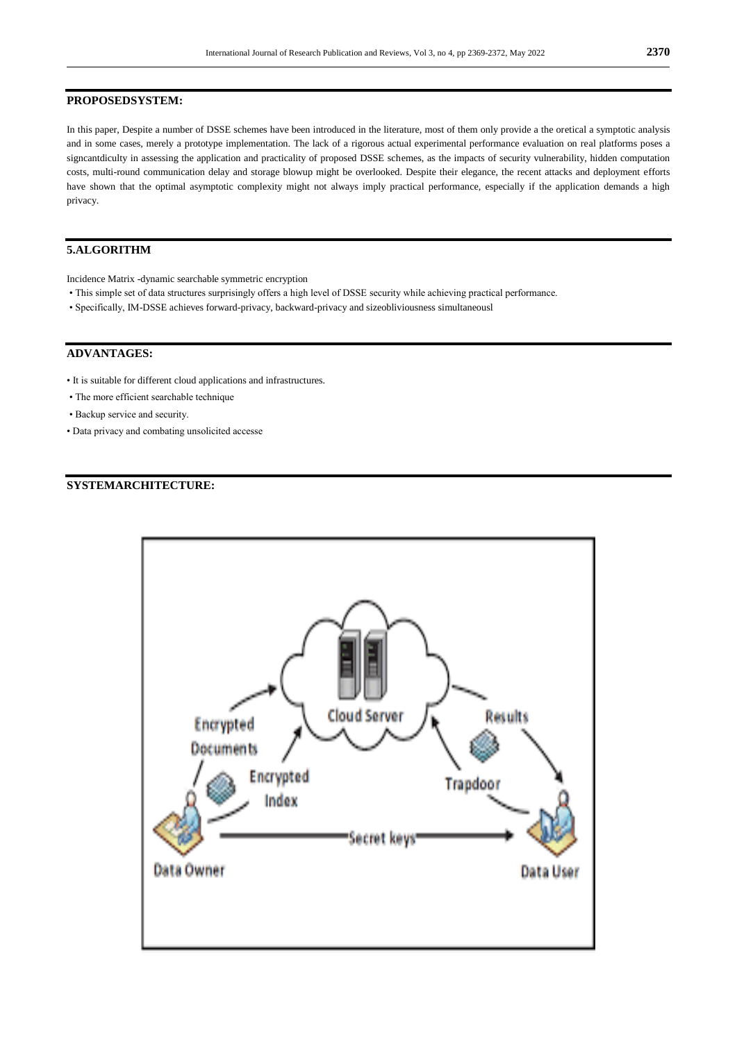## PROPOSEDSYSTEM:

In this paper, Despite a number of DSSE schemes have been introduced in the literature, most of them only provide a the oretical a symptotic analysis and in some cases, merely a prototype implementation. The lack of a rigorous actual experimental performance evaluation on real platforms poses a signcantdiculty in assessing the application and practicality of proposed DSSE schemes, as the impacts of security vulnerability, hidden computation costs, multi-round communication delay and storage blowup might be overlooked. Despite their elegance, the recent attacks and deployment efforts have shown that the optimal asymptotic complexity might not always imply practical performance, especially if the application demands a high privacy.

## 5.ALGORITHM

Incidence Matrix -dynamic searchable symmetric encryption

- This simple set of data structures surprisingly offers a high level of DSSE security while achieving practical performance.
- Specifically, IM-DSSE achieves forward-privacy, backward-privacy and sizeobliviousness simultaneousl

## ADVANTAGES:

- It is suitable for different cloud applications and infrastructures.
- The more efficient searchable technique
- Backup service and security.
- Data privacy and combating unsolicited accesse

## SYSTEMARCHITECTURE: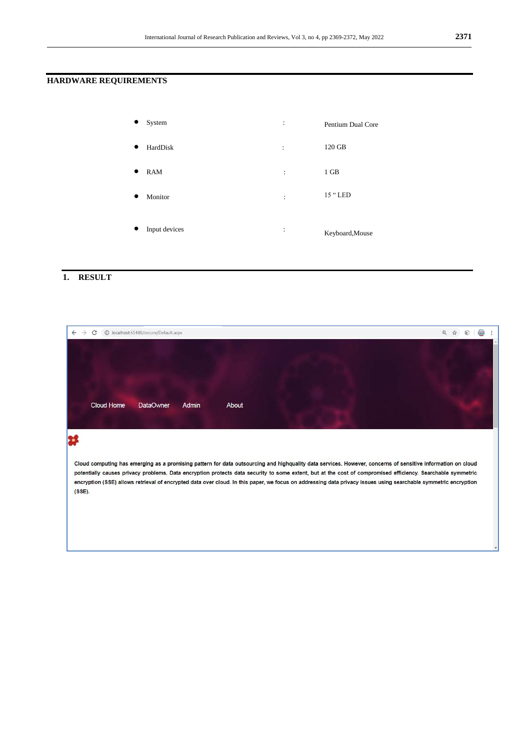## HARDWARE REQUIREMENTS

- System : Pentium Dual Core
- HardDisk : 120 GB
- RAM : 1 GB
- Monitor : 15 " LED
- Input devices : Keyboard,Mouse

## 1. RESULT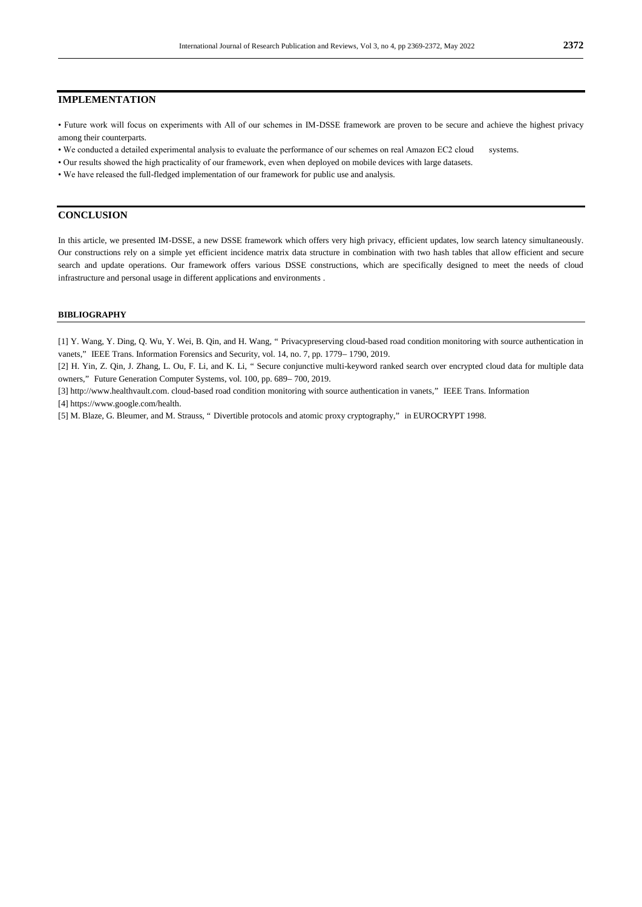## IMPLEMENTATION

- Future work will focus on experiments with All of our schemes in IM-DSSE framework are proven to be secure and achieve the highest privacy among their counterparts.
- We conducted a detailed experimental analysis to evaluate the performance of our schemes on real Amazon EC2 cloud systems.
- Our results showed the high practicality of our framework, even when deployed on mobile devices with large datasets.
- We have released the full-fledged implementation of our framework for public use and analysis.

## CONCLUSION

In this article, we presented IM-DSSE, a new DSSE framework which offers very high privacy, efficient updates, low search latency simultaneously. Our constructions rely on a simple yet efficient incidence matrix data structure in combination with two hash tables that allow efficient and secure search and update operations. Our framework offers various DSSE constructions, which are specifically designed to meet the needs of cloud infrastructure and personal usage in different applications and environments .

### BIBLIOGRAPHY

[1] Y. Wang, Y. Ding, Q. Wu, Y. Wei, B. Qin, and H. Wang, " Privacypreserving cloud-based road condition monitoring with source authentication in vanets," IEEE Trans. Information Forensics and Security, vol. 14, no. 7, pp. 1779– 1790, 2019.

[2] H. Yin, Z. Qin, J. Zhang, L. Ou, F. Li, and K. Li, " Secure conjunctive multi-keyword ranked search over encrypted cloud data for multiple data owners," Future Generation Computer Systems, vol. 100, pp. 689– 700, 2019.

[3] http://www.healthvault.com. cloud-based road condition monitoring with source authentication in vanets," IEEE Trans. Information

[4] https://www.google.com/health.

[5] M. Blaze, G. Bleumer, and M. Strauss, " Divertible protocols and atomic proxy cryptography," in EUROCRYPT 1998.